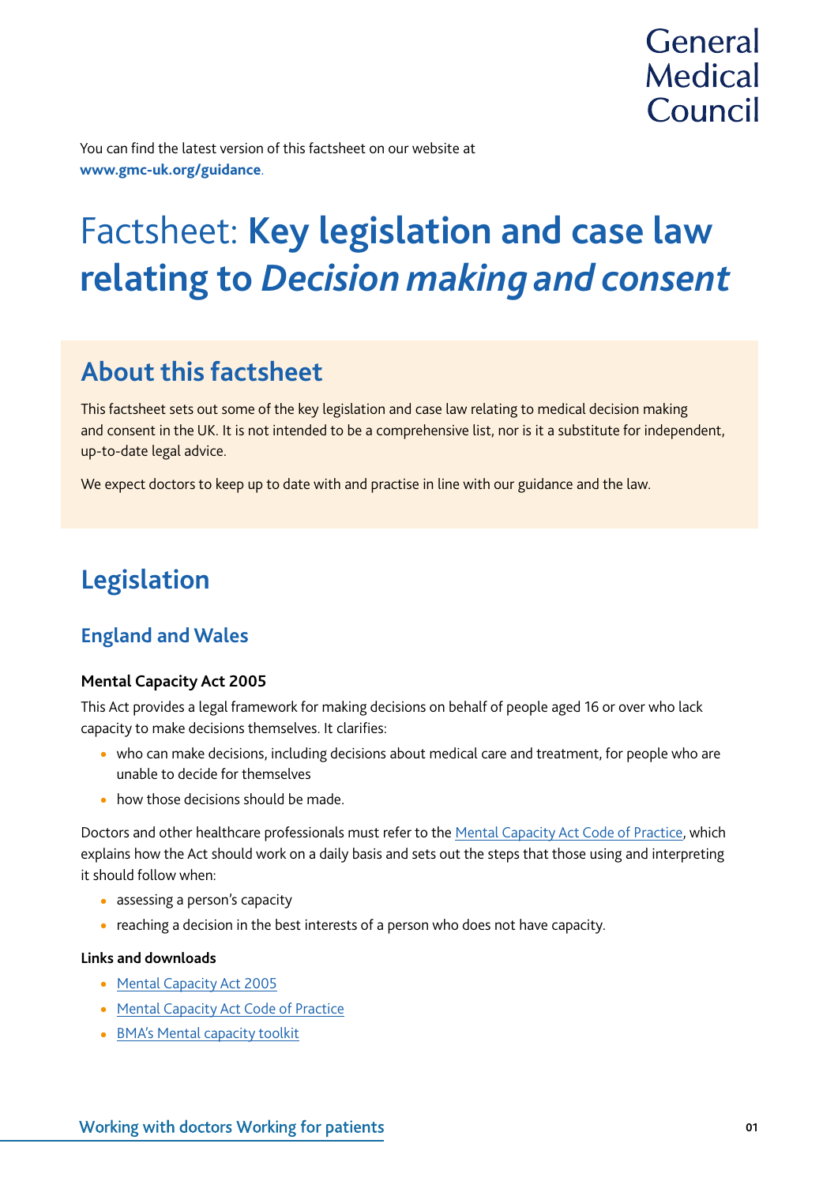General Medical Council

You can find the latest version of this factsheet on our website at **www.gmc-uk.org/guidance**.

# Factsheet: **Key legislation and case law relating to *Decision making and consent***

## About this factsheet

This factsheet sets out some of the key legislation and case law relating to medical decision making and consent in the UK. It is not intended to be a comprehensive list, nor is it a substitute for independent, up-to-date legal advice.

We expect doctors to keep up to date with and practise in line with our guidance and the law.

## Legislation

### England and Wales

**Mental Capacity Act 2005**

This Act provides a legal framework for making decisions on behalf of people aged 16 or over who lack capacity to make decisions themselves. It clarifies:

- who can make decisions, including decisions about medical care and treatment, for people who are unable to decide for themselves
- how those decisions should be made.

Doctors and other healthcare professionals must refer to the Mental Capacity Act Code of Practice, which explains how the Act should work on a daily basis and sets out the steps that those using and interpreting it should follow when:

- assessing a person's capacity
- reaching a decision in the best interests of a person who does not have capacity.

**Links and downloads**

- Mental Capacity Act 2005
- Mental Capacity Act Code of Practice
- BMA's Mental capacity toolkit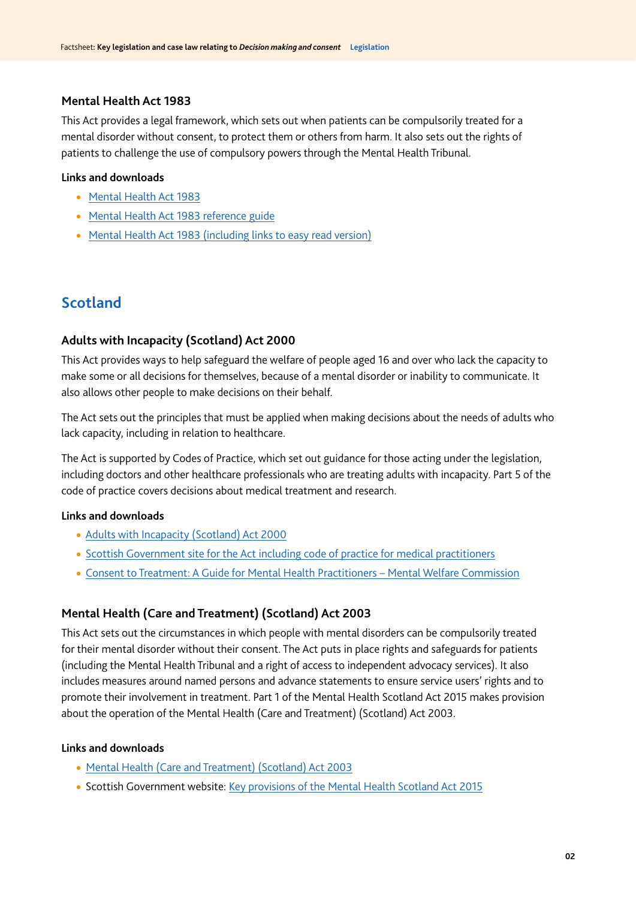### Mental Health Act 1983

This Act provides a legal framework, which sets out when patients can be compulsorily treated for a mental disorder without consent, to protect them or others from harm. It also sets out the rights of patients to challenge the use of compulsory powers through the Mental Health Tribunal.

#### Links and downloads

- Mental Health Act 1983
- Mental Health Act 1983 reference guide
- Mental Health Act 1983 (including links to easy read version)

## Scotland

### Adults with Incapacity (Scotland) Act 2000

This Act provides ways to help safeguard the welfare of people aged 16 and over who lack the capacity to make some or all decisions for themselves, because of a mental disorder or inability to communicate. It also allows other people to make decisions on their behalf.

The Act sets out the principles that must be applied when making decisions about the needs of adults who lack capacity, including in relation to healthcare.

The Act is supported by Codes of Practice, which set out guidance for those acting under the legislation, including doctors and other healthcare professionals who are treating adults with incapacity. Part 5 of the code of practice covers decisions about medical treatment and research.

#### Links and downloads

- Adults with Incapacity (Scotland) Act 2000
- Scottish Government site for the Act including code of practice for medical practitioners
- Consent to Treatment: A Guide for Mental Health Practitioners – Mental Welfare Commission

### Mental Health (Care and Treatment) (Scotland) Act 2003

This Act sets out the circumstances in which people with mental disorders can be compulsorily treated for their mental disorder without their consent. The Act puts in place rights and safeguards for patients (including the Mental Health Tribunal and a right of access to independent advocacy services). It also includes measures around named persons and advance statements to ensure service users' rights and to promote their involvement in treatment. Part 1 of the Mental Health Scotland Act 2015 makes provision about the operation of the Mental Health (Care and Treatment) (Scotland) Act 2003.

#### Links and downloads

- Mental Health (Care and Treatment) (Scotland) Act 2003
- Scottish Government website: Key provisions of the Mental Health Scotland Act 2015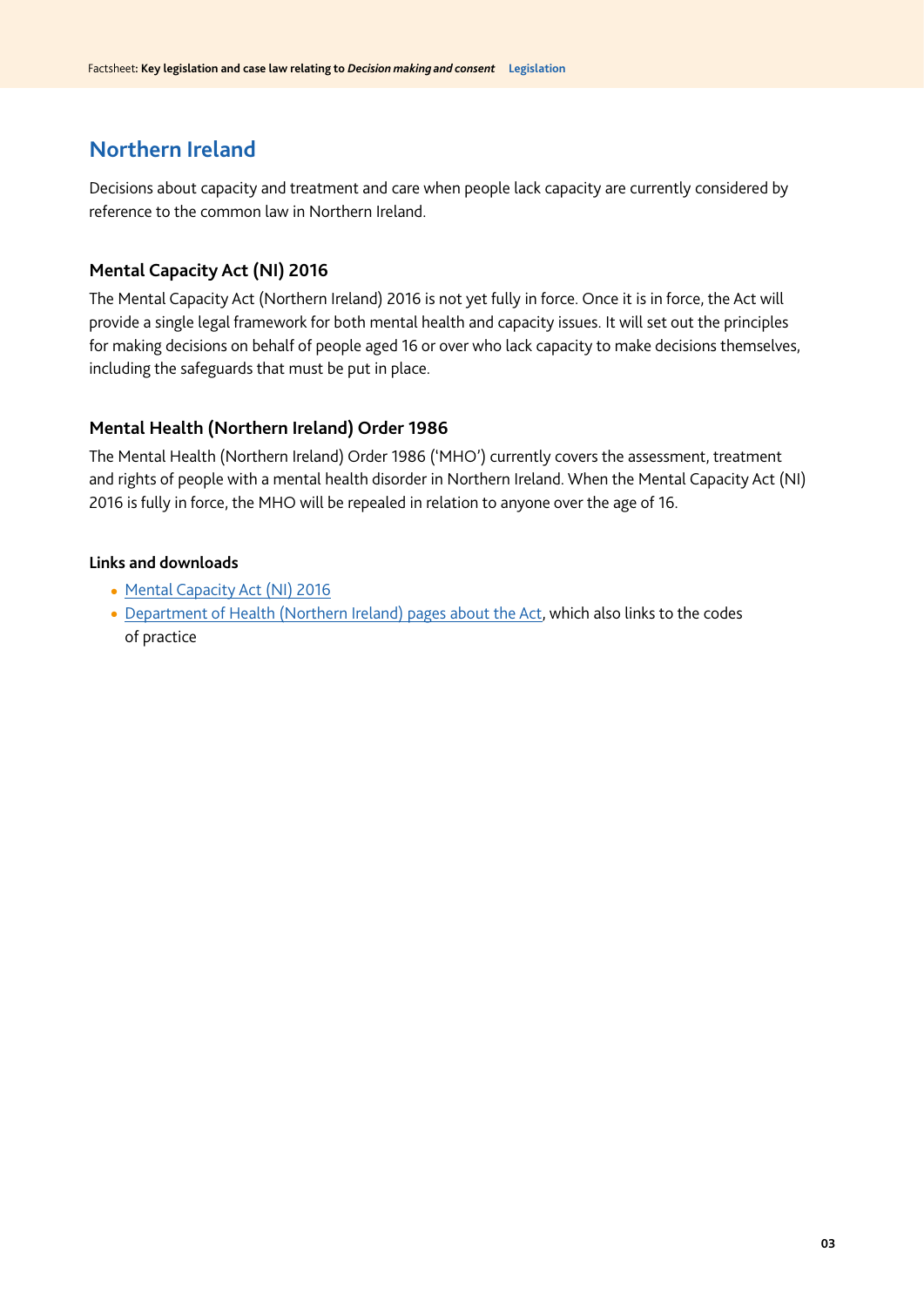## Northern Ireland

Decisions about capacity and treatment and care when people lack capacity are currently considered by reference to the common law in Northern Ireland.

### Mental Capacity Act (NI) 2016

The Mental Capacity Act (Northern Ireland) 2016 is not yet fully in force. Once it is in force, the Act will provide a single legal framework for both mental health and capacity issues. It will set out the principles for making decisions on behalf of people aged 16 or over who lack capacity to make decisions themselves, including the safeguards that must be put in place.

### Mental Health (Northern Ireland) Order 1986

The Mental Health (Northern Ireland) Order 1986 ('MHO') currently covers the assessment, treatment and rights of people with a mental health disorder in Northern Ireland. When the Mental Capacity Act (NI) 2016 is fully in force, the MHO will be repealed in relation to anyone over the age of 16.

#### Links and downloads

- Mental Capacity Act (NI) 2016
- Department of Health (Northern Ireland) pages about the Act, which also links to the codes of practice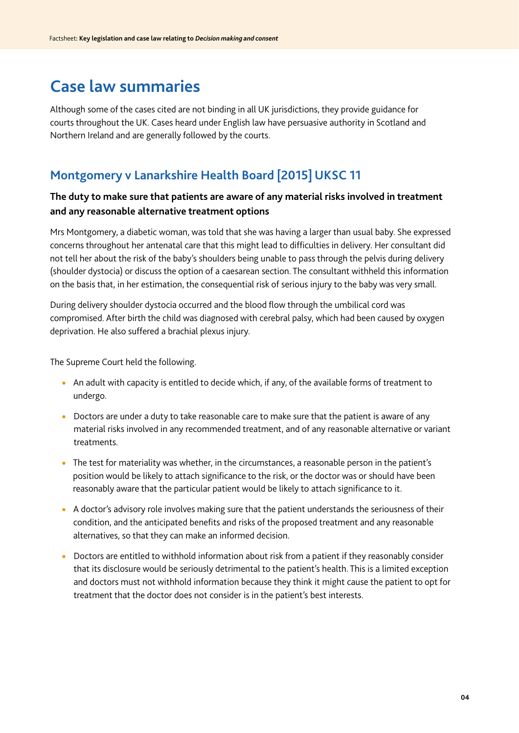# Case law summaries

Although some of the cases cited are not binding in all UK jurisdictions, they provide guidance for courts throughout the UK. Cases heard under English law have persuasive authority in Scotland and Northern Ireland and are generally followed by the courts.

## Montgomery v Lanarkshire Health Board [2015] UKSC 11

### The duty to make sure that patients are aware of any material risks involved in treatment and any reasonable alternative treatment options

Mrs Montgomery, a diabetic woman, was told that she was having a larger than usual baby. She expressed concerns throughout her antenatal care that this might lead to difficulties in delivery. Her consultant did not tell her about the risk of the baby's shoulders being unable to pass through the pelvis during delivery (shoulder dystocia) or discuss the option of a caesarean section. The consultant withheld this information on the basis that, in her estimation, the consequential risk of serious injury to the baby was very small.

During delivery shoulder dystocia occurred and the blood flow through the umbilical cord was compromised. After birth the child was diagnosed with cerebral palsy, which had been caused by oxygen deprivation. He also suffered a brachial plexus injury.

The Supreme Court held the following.

- An adult with capacity is entitled to decide which, if any, of the available forms of treatment to undergo.
- Doctors are under a duty to take reasonable care to make sure that the patient is aware of any material risks involved in any recommended treatment, and of any reasonable alternative or variant treatments.
- The test for materiality was whether, in the circumstances, a reasonable person in the patient's position would be likely to attach significance to the risk, or the doctor was or should have been reasonably aware that the particular patient would be likely to attach significance to it.
- A doctor's advisory role involves making sure that the patient understands the seriousness of their condition, and the anticipated benefits and risks of the proposed treatment and any reasonable alternatives, so that they can make an informed decision.
- Doctors are entitled to withhold information about risk from a patient if they reasonably consider that its disclosure would be seriously detrimental to the patient's health. This is a limited exception and doctors must not withhold information because they think it might cause the patient to opt for treatment that the doctor does not consider is in the patient's best interests.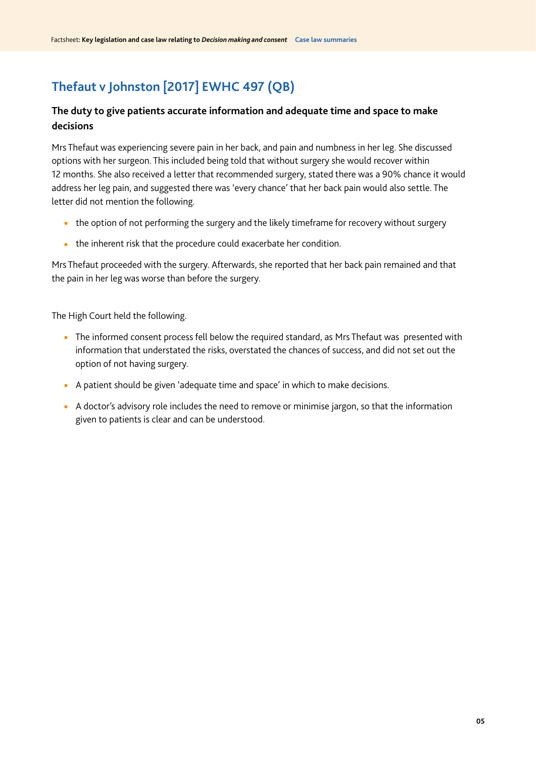## Thefaut v Johnston [2017] EWHC 497 (QB)

### The duty to give patients accurate information and adequate time and space to make decisions

Mrs Thefaut was experiencing severe pain in her back, and pain and numbness in her leg. She discussed options with her surgeon. This included being told that without surgery she would recover within 12 months. She also received a letter that recommended surgery, stated there was a 90% chance it would address her leg pain, and suggested there was 'every chance' that her back pain would also settle. The letter did not mention the following.

- the option of not performing the surgery and the likely timeframe for recovery without surgery
- the inherent risk that the procedure could exacerbate her condition.

Mrs Thefaut proceeded with the surgery. Afterwards, she reported that her back pain remained and that the pain in her leg was worse than before the surgery.

The High Court held the following.

- The informed consent process fell below the required standard, as Mrs Thefaut was presented with information that understated the risks, overstated the chances of success, and did not set out the option of not having surgery.
- A patient should be given 'adequate time and space' in which to make decisions.
- A doctor's advisory role includes the need to remove or minimise jargon, so that the information given to patients is clear and can be understood.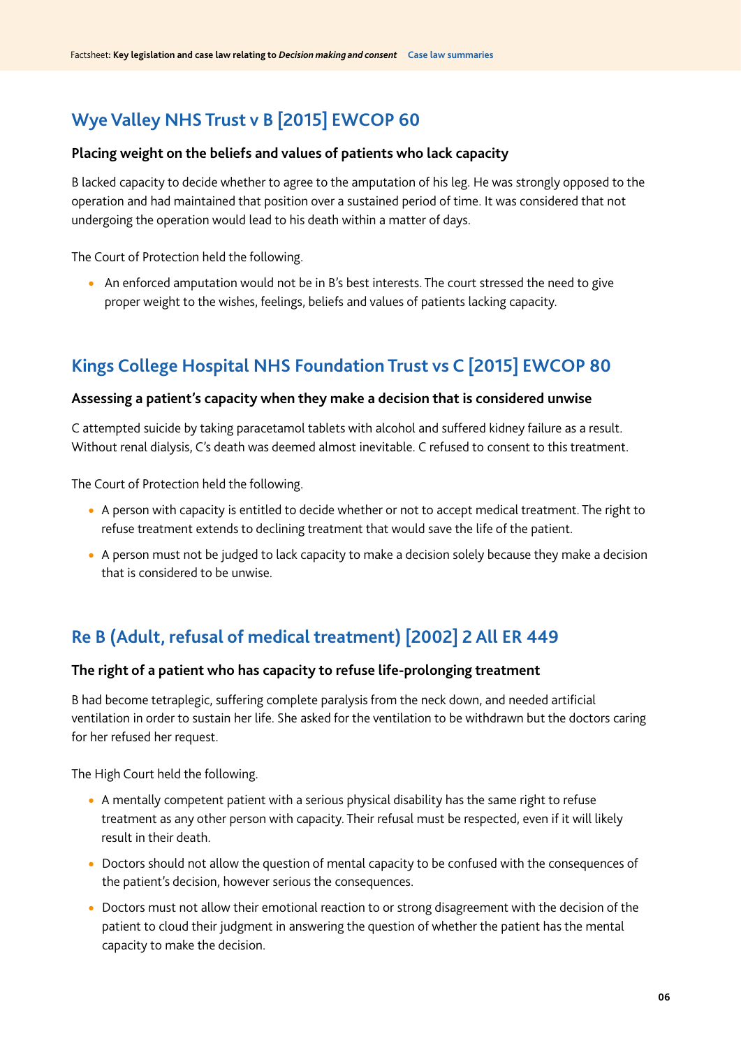## Wye Valley NHS Trust v B [2015] EWCOP 60

**Placing weight on the beliefs and values of patients who lack capacity**

B lacked capacity to decide whether to agree to the amputation of his leg. He was strongly opposed to the operation and had maintained that position over a sustained period of time. It was considered that not undergoing the operation would lead to his death within a matter of days.

The Court of Protection held the following.

- An enforced amputation would not be in B's best interests. The court stressed the need to give proper weight to the wishes, feelings, beliefs and values of patients lacking capacity.

## Kings College Hospital NHS Foundation Trust vs C [2015] EWCOP 80

**Assessing a patient's capacity when they make a decision that is considered unwise**

C attempted suicide by taking paracetamol tablets with alcohol and suffered kidney failure as a result. Without renal dialysis, C's death was deemed almost inevitable. C refused to consent to this treatment.

The Court of Protection held the following.

- A person with capacity is entitled to decide whether or not to accept medical treatment. The right to refuse treatment extends to declining treatment that would save the life of the patient.
- A person must not be judged to lack capacity to make a decision solely because they make a decision that is considered to be unwise.

## Re B (Adult, refusal of medical treatment) [2002] 2 All ER 449

**The right of a patient who has capacity to refuse life-prolonging treatment**

B had become tetraplegic, suffering complete paralysis from the neck down, and needed artificial ventilation in order to sustain her life. She asked for the ventilation to be withdrawn but the doctors caring for her refused her request.

The High Court held the following.

- A mentally competent patient with a serious physical disability has the same right to refuse treatment as any other person with capacity. Their refusal must be respected, even if it will likely result in their death.
- Doctors should not allow the question of mental capacity to be confused with the consequences of the patient's decision, however serious the consequences.
- Doctors must not allow their emotional reaction to or strong disagreement with the decision of the patient to cloud their judgment in answering the question of whether the patient has the mental capacity to make the decision.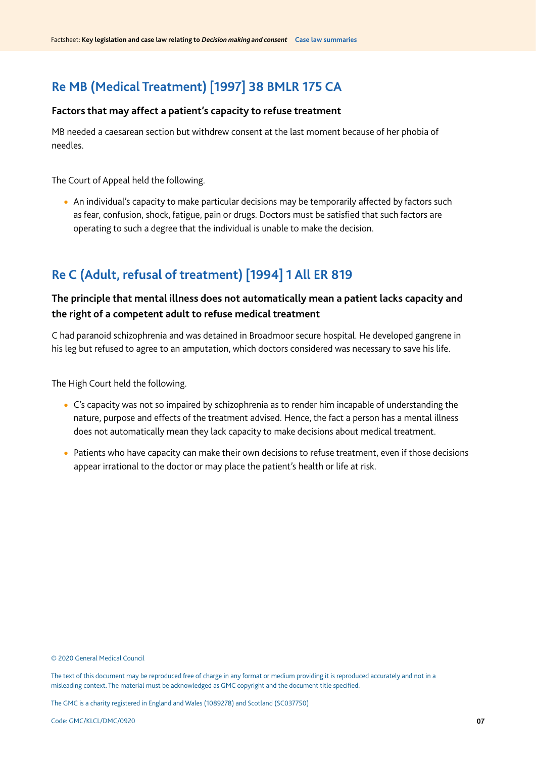## Re MB (Medical Treatment) [1997] 38 BMLR 175 CA

**Factors that may affect a patient's capacity to refuse treatment**

MB needed a caesarean section but withdrew consent at the last moment because of her phobia of needles.

The Court of Appeal held the following.

- An individual's capacity to make particular decisions may be temporarily affected by factors such as fear, confusion, shock, fatigue, pain or drugs. Doctors must be satisfied that such factors are operating to such a degree that the individual is unable to make the decision.

## Re C (Adult, refusal of treatment) [1994] 1 All ER 819

**The principle that mental illness does not automatically mean a patient lacks capacity and the right of a competent adult to refuse medical treatment**

C had paranoid schizophrenia and was detained in Broadmoor secure hospital. He developed gangrene in his leg but refused to agree to an amputation, which doctors considered was necessary to save his life.

The High Court held the following.

- C's capacity was not so impaired by schizophrenia as to render him incapable of understanding the nature, purpose and effects of the treatment advised. Hence, the fact a person has a mental illness does not automatically mean they lack capacity to make decisions about medical treatment.
- Patients who have capacity can make their own decisions to refuse treatment, even if those decisions appear irrational to the doctor or may place the patient's health or life at risk.

© 2020 General Medical Council

The text of this document may be reproduced free of charge in any format or medium providing it is reproduced accurately and not in a misleading context. The material must be acknowledged as GMC copyright and the document title specified.

The GMC is a charity registered in England and Wales (1089278) and Scotland (SC037750)

Code: GMC/KLCL/DMC/0920